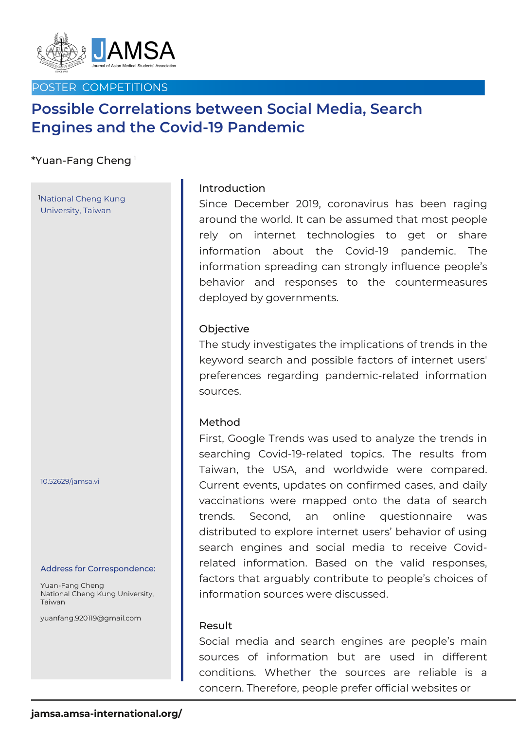POSTER COMPETITIONS

# Possible Correlations between Social Media, Search Engines and the Covid-19 Pandemic

*Yuan-Fang Cheng [1]

[1]National Cheng Kung University, Taiwan

10.52629/jamsa.vi

**Address for Correspondence:**

Yuan-Fang Cheng
National Cheng Kung University, Taiwan

yuanfang.920119@gmail.com

## Introduction

Since December 2019, coronavirus has been raging around the world. It can be assumed that most people rely on internet technologies to get or share information about the Covid-19 pandemic. The information spreading can strongly influence people's behavior and responses to the countermeasures deployed by governments.

## Objective

The study investigates the implications of trends in the keyword search and possible factors of internet users' preferences regarding pandemic-related information sources.

## Method

First, Google Trends was used to analyze the trends in searching Covid-19-related topics. The results from Taiwan, the USA, and worldwide were compared. Current events, updates on confirmed cases, and daily vaccinations were mapped onto the data of search trends. Second, an online questionnaire was distributed to explore internet users' behavior of using search engines and social media to receive Covid-related information. Based on the valid responses, factors that arguably contribute to people's choices of information sources were discussed.

## Result

Social media and search engines are people's main sources of information but are used in different conditions. Whether the sources are reliable is a concern. Therefore, people prefer official websites or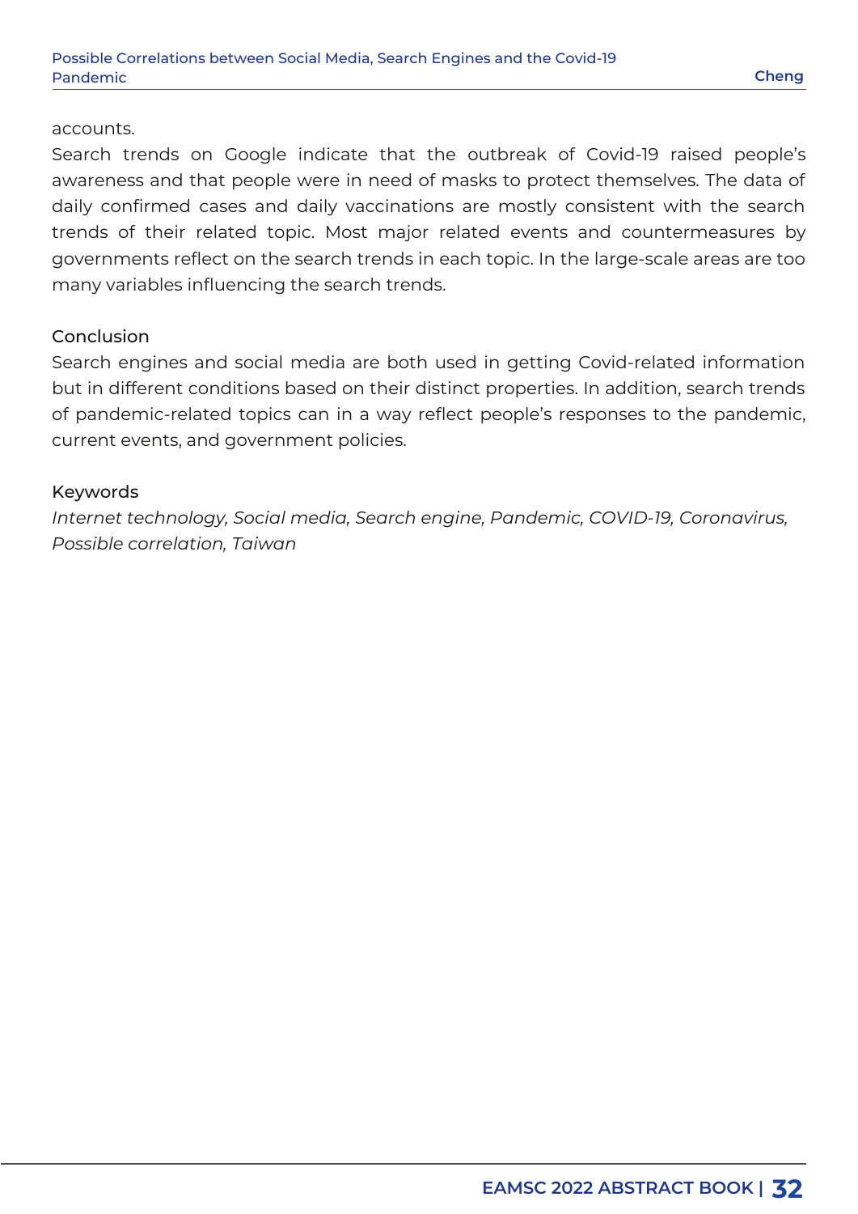accounts.

Search trends on Google indicate that the outbreak of Covid-19 raised people's awareness and that people were in need of masks to protect themselves. The data of daily confirmed cases and daily vaccinations are mostly consistent with the search trends of their related topic. Most major related events and countermeasures by governments reflect on the search trends in each topic. In the large-scale areas are too many variables influencing the search trends.

## Conclusion

Search engines and social media are both used in getting Covid-related information but in different conditions based on their distinct properties. In addition, search trends of pandemic-related topics can in a way reflect people's responses to the pandemic, current events, and government policies.

## Keywords

*Internet technology, Social media, Search engine, Pandemic, COVID-19, Coronavirus, Possible correlation, Taiwan*